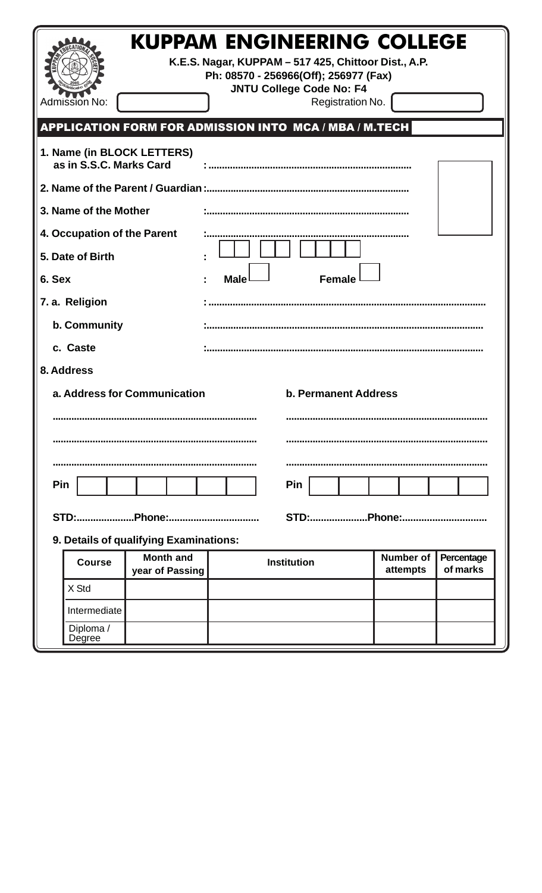# KUPPAM ENGINEERING COLLEGE

**K.E.S. Nagar, KUPPAM – 517 425, Chittoor Dist., A.P.**
**Ph: 08570 - 256966(Off); 256977 (Fax)**
**JNTU College Code No: F4**

Admission No: ____________ Registration No. ____________

## APPLICATION FORM FOR ADMISSION INTO MCA / MBA / M.TECH

**1. Name (in BLOCK LETTERS) as in S.S.C. Marks Card** : ..........................................................................

**2. Name of the Parent / Guardian** : ..........................................................................

**3. Name of the Mother** : ..........................................................................

**4. Occupation of the Parent** : ..........................................................................

**5. Date of Birth** : ☐☐ ☐☐ ☐☐☐☐

**6. Sex** : **Male** ☐ **Female** ☐

**7. a. Religion** : ..........................................................................

**b. Community** : ..........................................................................

**c. Caste** : ..........................................................................

**8. Address**

**a. Address for Communication**

..........................................................................

..........................................................................

..........................................................................

**Pin** ☐☐☐☐☐☐

**STD:....................Phone:................................**

**b. Permanent Address**

..........................................................................

..........................................................................

..........................................................................

**Pin** ☐☐☐☐☐☐

**STD:....................Phone:..............................**

**9. Details of qualifying Examinations:**

| Course | Month and year of Passing | Institution | Number of attempts | Percentage of marks |
|---|---|---|---|---|
| X Std | | | | |
| Intermediate | | | | |
| Diploma / Degree | | | | |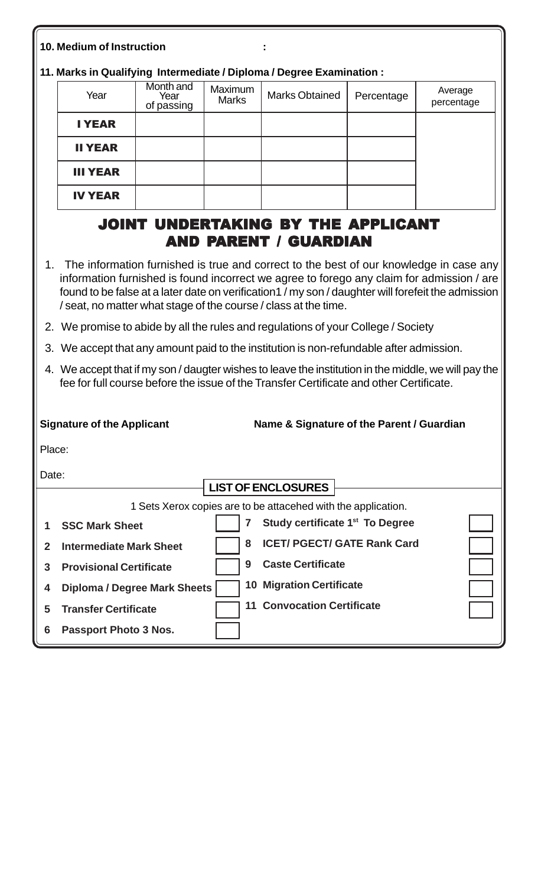**10. Medium of Instruction :**

**11. Marks in Qualifying Intermediate / Diploma / Degree Examination :**

| Year | Month and Year of passing | Maximum Marks | Marks Obtained | Percentage | Average percentage |
|---|---|---|---|---|---|
| **I YEAR** | | | | | |
| **II YEAR** | | | | | |
| **III YEAR** | | | | | |
| **IV YEAR** | | | | | |

## JOINT UNDERTAKING BY THE APPLICANT AND PARENT / GUARDIAN

1. The information furnished is true and correct to the best of our knowledge in case any information furnished is found incorrect we agree to forego any claim for admission / are found to be false at a later date on verification1 / my son / daughter will forefeit the admission / seat, no matter what stage of the course / class at the time.
2. We promise to abide by all the rules and regulations of your College / Society
3. We accept that any amount paid to the institution is non-refundable after admission.
4. We accept that if my son / daugter wishes to leave the institution in the middle, we will pay the fee for full course before the issue of the Transfer Certificate and other Certificate.

**Signature of the Applicant** **Name & Signature of the Parent / Guardian**

Place:

Date:

**LIST OF ENCLOSURES**

1 Sets Xerox copies are to be attacehed with the application.

| | | | | | |
|---|---|---|---|---|---|
| **1** | **SSC Mark Sheet** | ☐ | **7** | **Study certificate 1st To Degree** | ☐ |
| **2** | **Intermediate Mark Sheet** | ☐ | **8** | **ICET/ PGECT/ GATE Rank Card** | ☐ |
| **3** | **Provisional Certificate** | ☐ | **9** | **Caste Certificate** | ☐ |
| **4** | **Diploma / Degree Mark Sheets** | ☐ | **10** | **Migration Certificate** | ☐ |
| **5** | **Transfer Certificate** | ☐ | **11** | **Convocation Certificate** | ☐ |
| **6** | **Passport Photo 3 Nos.** | ☐ | | | |